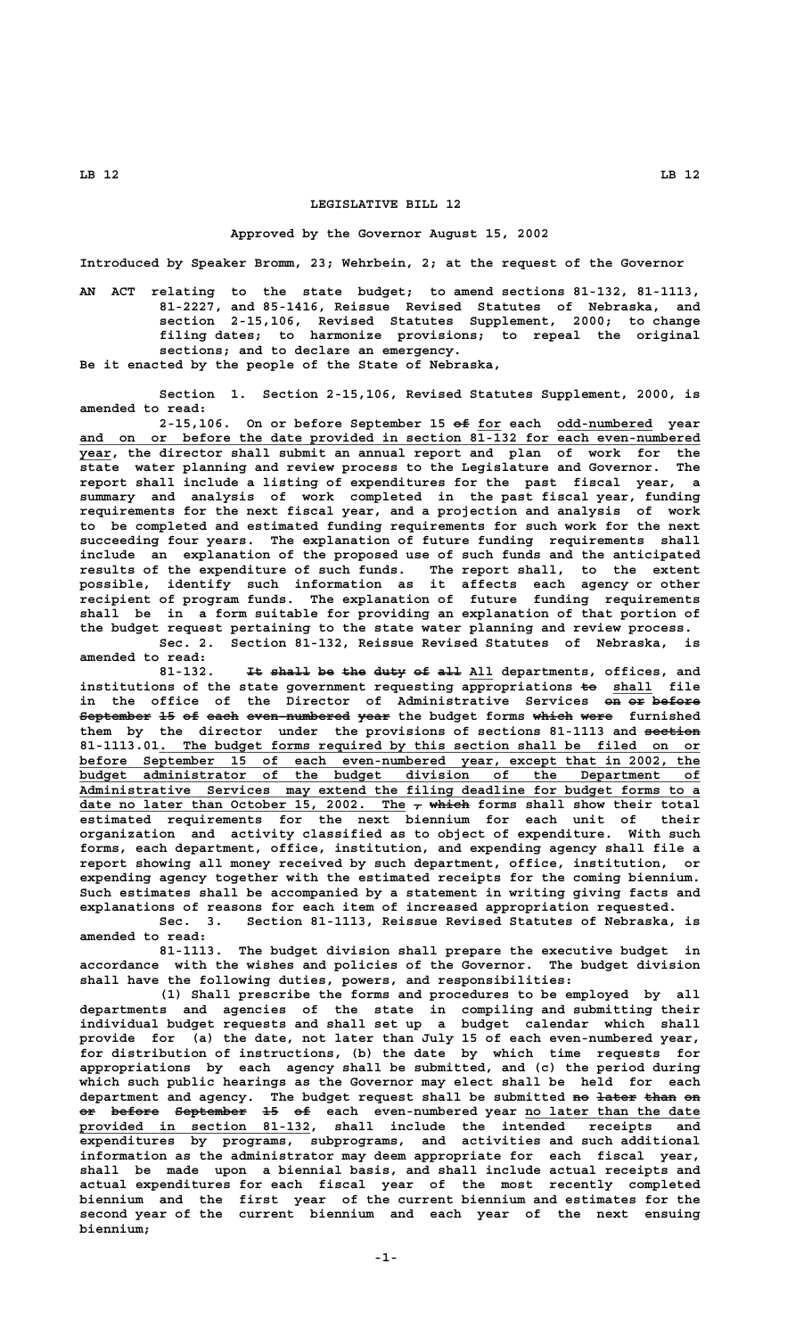# LEGISLATIVE BILL 12

**Approved by the Governor August 15, 2002**

**Introduced by Speaker Bromm, 23; Wehrbein, 2; at the request of the Governor**

AN ACT relating to the state budget; to amend sections 81-132, 81-1113, 81-2227, and 85-1416, Reissue Revised Statutes of Nebraska, and section 2-15,106, Revised Statutes Supplement, 2000; to change filing dates; to harmonize provisions; to repeal the original sections; and to declare an emergency.

Be it enacted by the people of the State of Nebraska,

Section 1. Section 2-15,106, Revised Statutes Supplement, 2000, is amended to read:

2-15,106. On or before September 15 ~~of~~ for each odd-numbered year and on or before the date provided in section 81-132 for each even-numbered year, the director shall submit an annual report and plan of work for the state water planning and review process to the Legislature and Governor. The report shall include a listing of expenditures for the past fiscal year, a summary and analysis of work completed in the past fiscal year, funding requirements for the next fiscal year, and a projection and analysis of work to be completed and estimated funding requirements for such work for the next succeeding four years. The explanation of future funding requirements shall include an explanation of the proposed use of such funds and the anticipated results of the expenditure of such funds. The report shall, to the extent possible, identify such information as it affects each agency or other recipient of program funds. The explanation of future funding requirements shall be in a form suitable for providing an explanation of that portion of the budget request pertaining to the state water planning and review process.

Sec. 2. Section 81-132, Reissue Revised Statutes of Nebraska, is amended to read:

81-132. ~~It shall be the duty of all~~ All departments, offices, and institutions of the state government requesting appropriations ~~to~~ shall file in the office of the Director of Administrative Services ~~on or before September 15 of each even-numbered year~~ the budget forms ~~which were~~ furnished them by the director under the provisions of sections 81-1113 and ~~section~~ 81-1113.01. The budget forms required by this section shall be filed on or before September 15 of each even-numbered year, except that in 2002, the budget administrator of the budget division of the Department of Administrative Services may extend the filing deadline for budget forms to a date no later than October 15, 2002. The ~~, which~~ forms shall show their total estimated requirements for the next biennium for each unit of their organization and activity classified as to object of expenditure. With such forms, each department, office, institution, and expending agency shall file a report showing all money received by such department, office, institution, or expending agency together with the estimated receipts for the coming biennium. Such estimates shall be accompanied by a statement in writing giving facts and explanations of reasons for each item of increased appropriation requested.

Sec. 3. Section 81-1113, Reissue Revised Statutes of Nebraska, is amended to read:

81-1113. The budget division shall prepare the executive budget in accordance with the wishes and policies of the Governor. The budget division shall have the following duties, powers, and responsibilities:

(1) Shall prescribe the forms and procedures to be employed by all departments and agencies of the state in compiling and submitting their individual budget requests and shall set up a budget calendar which shall provide for (a) the date, not later than July 15 of each even-numbered year, for distribution of instructions, (b) the date by which time requests for appropriations by each agency shall be submitted, and (c) the period during which such public hearings as the Governor may elect shall be held for each department and agency. The budget request shall be submitted ~~no later than on or before September 15 of~~ each even-numbered year no later than the date provided in section 81-132, shall include the intended receipts and expenditures by programs, subprograms, and activities and such additional information as the administrator may deem appropriate for each fiscal year, shall be made upon a biennial basis, and shall include actual receipts and actual expenditures for each fiscal year of the most recently completed biennium and the first year of the current biennium and estimates for the second year of the current biennium and each year of the next ensuing biennium;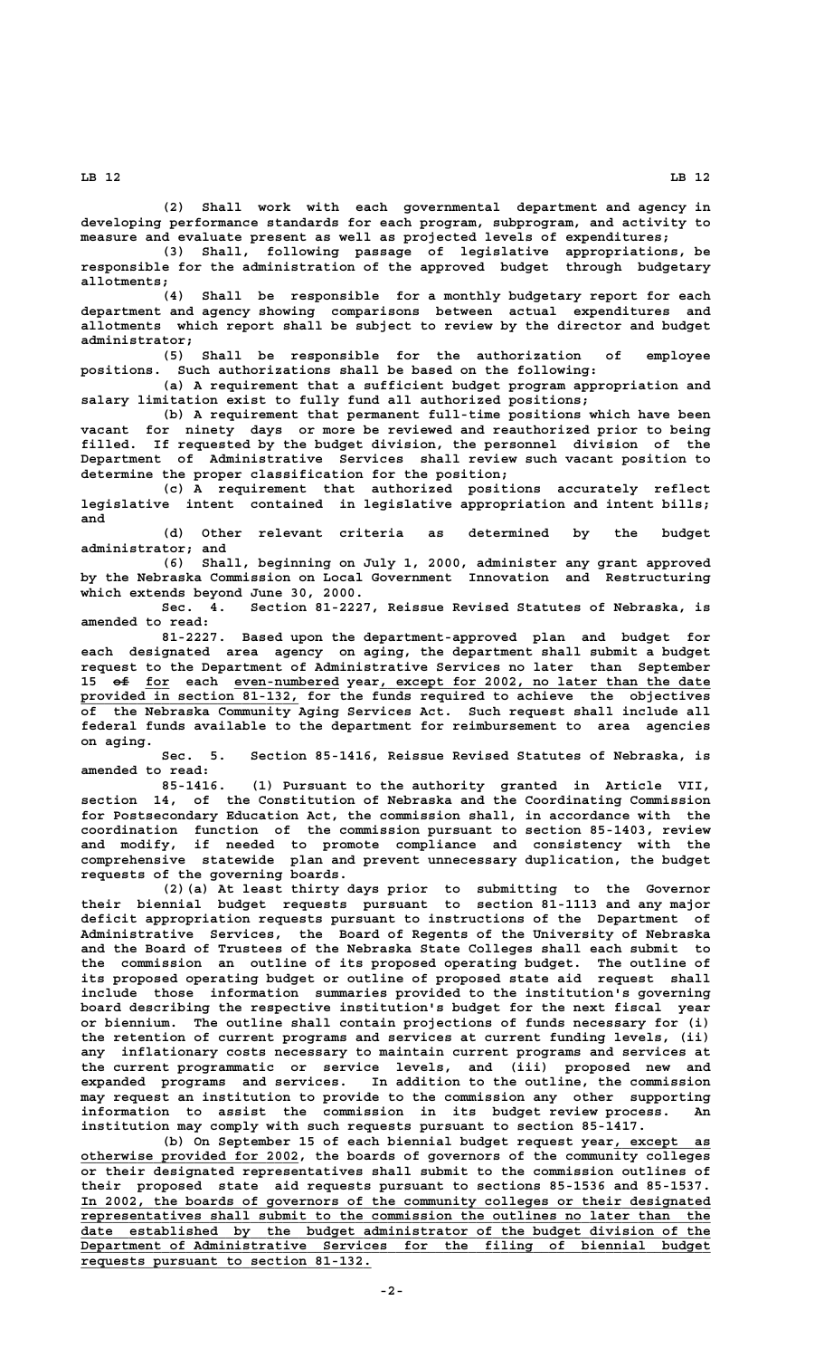(2) Shall work with each governmental department and agency in developing performance standards for each program, subprogram, and activity to measure and evaluate present as well as projected levels of expenditures;

(3) Shall, following passage of legislative appropriations, be responsible for the administration of the approved budget through budgetary allotments;

(4) Shall be responsible for a monthly budgetary report for each department and agency showing comparisons between actual expenditures and allotments which report shall be subject to review by the director and budget administrator;

(5) Shall be responsible for the authorization of employee positions. Such authorizations shall be based on the following:

(a) A requirement that a sufficient budget program appropriation and salary limitation exist to fully fund all authorized positions;

(b) A requirement that permanent full-time positions which have been vacant for ninety days or more be reviewed and reauthorized prior to being filled. If requested by the budget division, the personnel division of the Department of Administrative Services shall review such vacant position to determine the proper classification for the position;

(c) A requirement that authorized positions accurately reflect legislative intent contained in legislative appropriation and intent bills; and

(d) Other relevant criteria as determined by the budget administrator; and

(6) Shall, beginning on July 1, 2000, administer any grant approved by the Nebraska Commission on Local Government Innovation and Restructuring which extends beyond June 30, 2000.

Sec. 4. Section 81-2227, Reissue Revised Statutes of Nebraska, is amended to read:

81-2227. Based upon the department-approved plan and budget for each designated area agency on aging, the department shall submit a budget request to the Department of Administrative Services no later than September 15 ~~of~~ for each even-numbered year, except for 2002, no later than the date provided in section 81-132, for the funds required to achieve the objectives of the Nebraska Community Aging Services Act. Such request shall include all federal funds available to the department for reimbursement to area agencies on aging.

Sec. 5. Section 85-1416, Reissue Revised Statutes of Nebraska, is amended to read:

85-1416. (1) Pursuant to the authority granted in Article VII, section 14, of the Constitution of Nebraska and the Coordinating Commission for Postsecondary Education Act, the commission shall, in accordance with the coordination function of the commission pursuant to section 85-1403, review and modify, if needed to promote compliance and consistency with the comprehensive statewide plan and prevent unnecessary duplication, the budget requests of the governing boards.

(2)(a) At least thirty days prior to submitting to the Governor their biennial budget requests pursuant to section 81-1113 and any major deficit appropriation requests pursuant to instructions of the Department of Administrative Services, the Board of Regents of the University of Nebraska and the Board of Trustees of the Nebraska State Colleges shall each submit to the commission an outline of its proposed operating budget. The outline of its proposed operating budget or outline of proposed state aid request shall include those information summaries provided to the institution's governing board describing the respective institution's budget for the next fiscal year or biennium. The outline shall contain projections of funds necessary for (i) the retention of current programs and services at current funding levels, (ii) any inflationary costs necessary to maintain current programs and services at the current programmatic or service levels, and (iii) proposed new and expanded programs and services. In addition to the outline, the commission may request an institution to provide to the commission any other supporting information to assist the commission in its budget review process. An institution may comply with such requests pursuant to section 85-1417.

(b) On September 15 of each biennial budget request year, except as otherwise provided for 2002, the boards of governors of the community colleges or their designated representatives shall submit to the commission outlines of their proposed state aid requests pursuant to sections 85-1536 and 85-1537. In 2002, the boards of governors of the community colleges or their designated representatives shall submit to the commission the outlines no later than the date established by the budget administrator of the budget division of the Department of Administrative Services for the filing of biennial budget requests pursuant to section 81-132.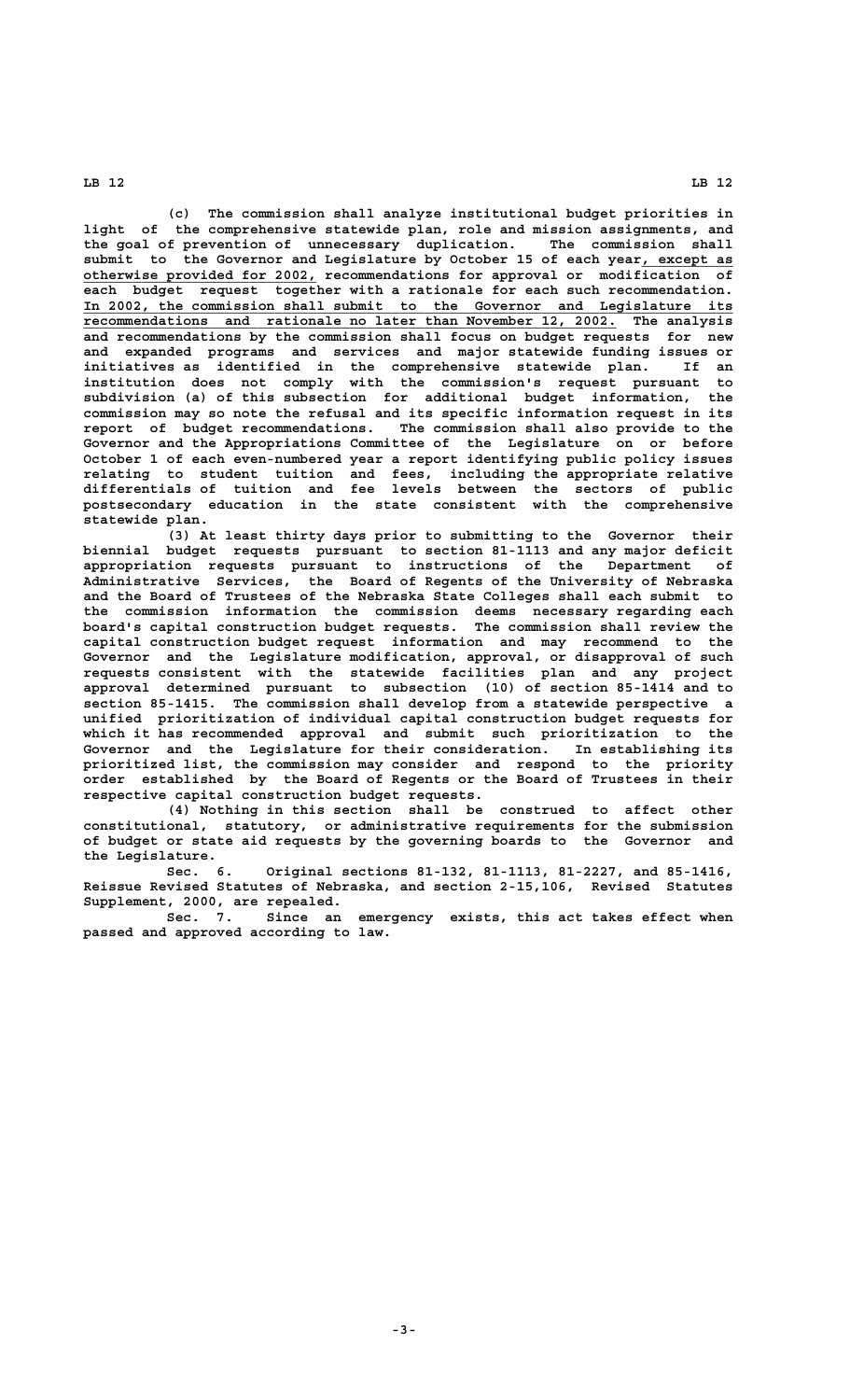(c) The commission shall analyze institutional budget priorities in light of the comprehensive statewide plan, role and mission assignments, and the goal of prevention of unnecessary duplication. The commission shall submit to the Governor and Legislature by October 15 of each year, except as otherwise provided for 2002, recommendations for approval or modification of each budget request together with a rationale for each such recommendation. In 2002, the commission shall submit to the Governor and Legislature its recommendations and rationale no later than November 12, 2002. The analysis and recommendations by the commission shall focus on budget requests for new and expanded programs and services and major statewide funding issues or initiatives as identified in the comprehensive statewide plan. If an institution does not comply with the commission's request pursuant to subdivision (a) of this subsection for additional budget information, the commission may so note the refusal and its specific information request in its report of budget recommendations. The commission shall also provide to the Governor and the Appropriations Committee of the Legislature on or before October 1 of each even-numbered year a report identifying public policy issues relating to student tuition and fees, including the appropriate relative differentials of tuition and fee levels between the sectors of public postsecondary education in the state consistent with the comprehensive statewide plan.

(3) At least thirty days prior to submitting to the Governor their biennial budget requests pursuant to section 81-1113 and any major deficit appropriation requests pursuant to instructions of the Department of Administrative Services, the Board of Regents of the University of Nebraska and the Board of Trustees of the Nebraska State Colleges shall each submit to the commission information the commission deems necessary regarding each board's capital construction budget requests. The commission shall review the capital construction budget request information and may recommend to the Governor and the Legislature modification, approval, or disapproval of such requests consistent with the statewide facilities plan and any project approval determined pursuant to subsection (10) of section 85-1414 and to section 85-1415. The commission shall develop from a statewide perspective a unified prioritization of individual capital construction budget requests for which it has recommended approval and submit such prioritization to the Governor and the Legislature for their consideration. In establishing its prioritized list, the commission may consider and respond to the priority order established by the Board of Regents or the Board of Trustees in their respective capital construction budget requests.

(4) Nothing in this section shall be construed to affect other constitutional, statutory, or administrative requirements for the submission of budget or state aid requests by the governing boards to the Governor and the Legislature.

Sec. 6. Original sections 81-132, 81-1113, 81-2227, and 85-1416, Reissue Revised Statutes of Nebraska, and section 2-15,106, Revised Statutes Supplement, 2000, are repealed.

Sec. 7. Since an emergency exists, this act takes effect when passed and approved according to law.